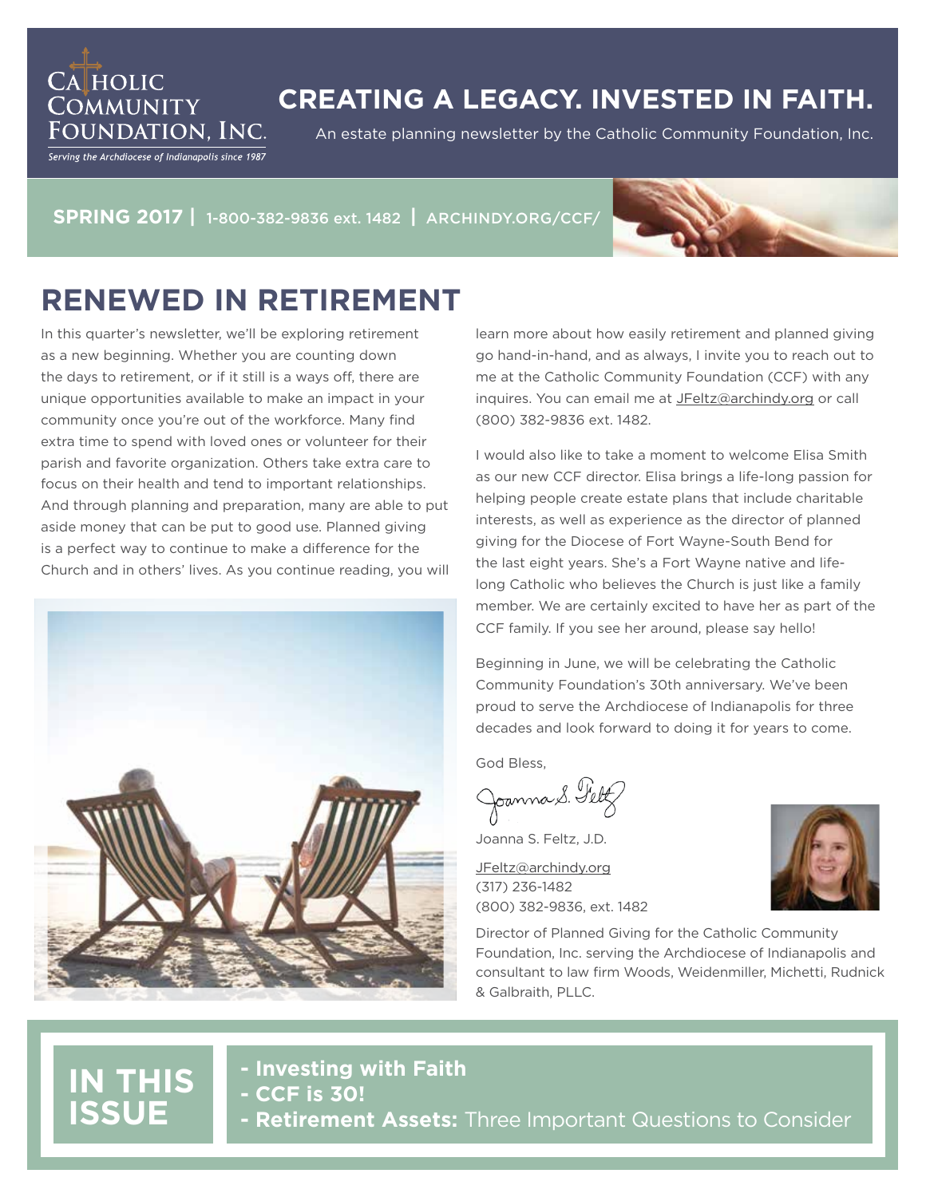CATHOLIC COMMUNITY FOUNDATION, INC.

*Serving the Archdiocese of Indianapolis since 1987*

# CREATING A LEGACY. INVESTED IN FAITH.

An estate planning newsletter by the Catholic Community Foundation, Inc.

**SPRING 2017** | 1-800-382-9836 ext. 1482 | ARCHINDY.ORG/CCF/

## RENEWED IN RETIREMENT

In this quarter's newsletter, we'll be exploring retirement as a new beginning. Whether you are counting down the days to retirement, or if it still is a ways off, there are unique opportunities available to make an impact in your community once you're out of the workforce. Many find extra time to spend with loved ones or volunteer for their parish and favorite organization. Others take extra care to focus on their health and tend to important relationships. And through planning and preparation, many are able to put aside money that can be put to good use. Planned giving is a perfect way to continue to make a difference for the Church and in others' lives. As you continue reading, you will learn more about how easily retirement and planned giving go hand-in-hand, and as always, I invite you to reach out to me at the Catholic Community Foundation (CCF) with any inquires. You can email me at JFeltz@archindy.org or call (800) 382-9836 ext. 1482.

I would also like to take a moment to welcome Elisa Smith as our new CCF director. Elisa brings a life-long passion for helping people create estate plans that include charitable interests, as well as experience as the director of planned giving for the Diocese of Fort Wayne-South Bend for the last eight years. She's a Fort Wayne native and life-long Catholic who believes the Church is just like a family member. We are certainly excited to have her as part of the CCF family. If you see her around, please say hello!

Beginning in June, we will be celebrating the Catholic Community Foundation's 30th anniversary. We've been proud to serve the Archdiocese of Indianapolis for three decades and look forward to doing it for years to come.

God Bless,

Joanna S. Feltz, J.D.

JFeltz@archindy.org
(317) 236-1482
(800) 382-9836, ext. 1482

Director of Planned Giving for the Catholic Community Foundation, Inc. serving the Archdiocese of Indianapolis and consultant to law firm Woods, Weidenmiller, Michetti, Rudnick & Galbraith, PLLC.

## IN THIS ISSUE

- **Investing with Faith**
- **CCF is 30!**
- **Retirement Assets:** Three Important Questions to Consider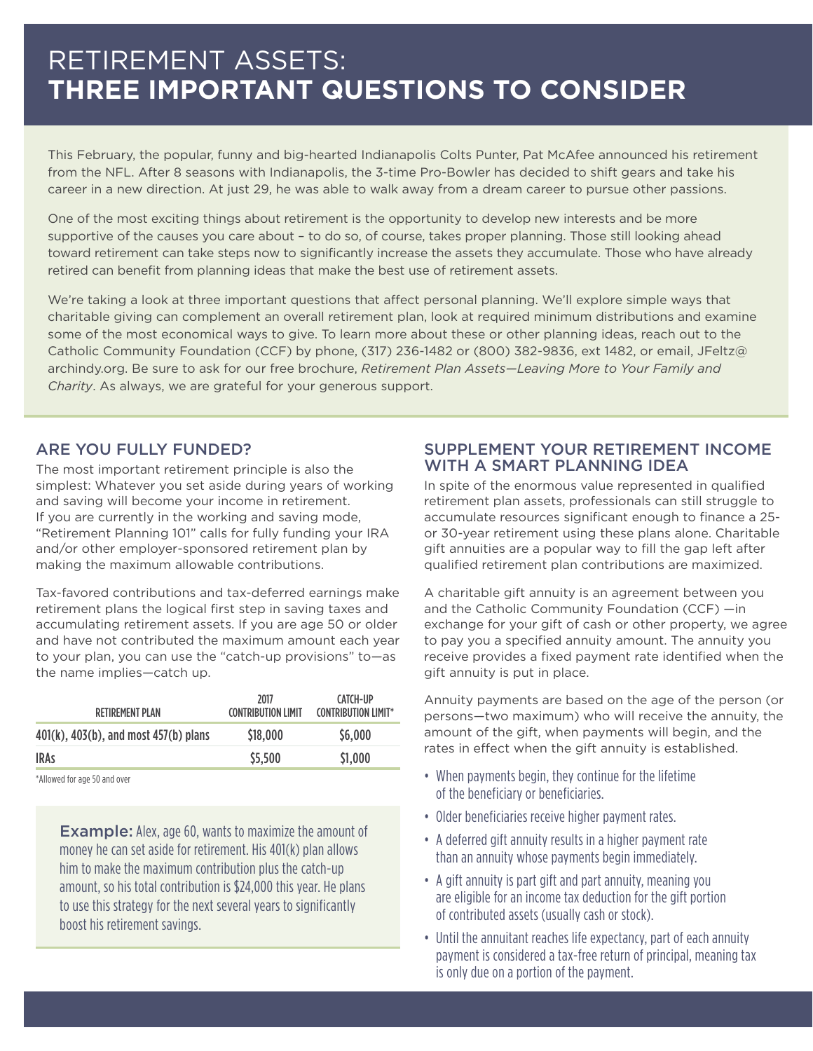# RETIREMENT ASSETS: **THREE IMPORTANT QUESTIONS TO CONSIDER**

This February, the popular, funny and big-hearted Indianapolis Colts Punter, Pat McAfee announced his retirement from the NFL. After 8 seasons with Indianapolis, the 3-time Pro-Bowler has decided to shift gears and take his career in a new direction. At just 29, he was able to walk away from a dream career to pursue other passions.

One of the most exciting things about retirement is the opportunity to develop new interests and be more supportive of the causes you care about – to do so, of course, takes proper planning. Those still looking ahead toward retirement can take steps now to significantly increase the assets they accumulate. Those who have already retired can benefit from planning ideas that make the best use of retirement assets.

We're taking a look at three important questions that affect personal planning. We'll explore simple ways that charitable giving can complement an overall retirement plan, look at required minimum distributions and examine some of the most economical ways to give. To learn more about these or other planning ideas, reach out to the Catholic Community Foundation (CCF) by phone, (317) 236-1482 or (800) 382-9836, ext 1482, or email, JFeltz@archindy.org. Be sure to ask for our free brochure, *Retirement Plan Assets—Leaving More to Your Family and Charity*. As always, we are grateful for your generous support.

## ARE YOU FULLY FUNDED?

The most important retirement principle is also the simplest: Whatever you set aside during years of working and saving will become your income in retirement. If you are currently in the working and saving mode, "Retirement Planning 101" calls for fully funding your IRA and/or other employer-sponsored retirement plan by making the maximum allowable contributions.

Tax-favored contributions and tax-deferred earnings make retirement plans the logical first step in saving taxes and accumulating retirement assets. If you are age 50 or older and have not contributed the maximum amount each year to your plan, you can use the "catch-up provisions" to—as the name implies—catch up.

| RETIREMENT PLAN | 2017 CONTRIBUTION LIMIT | CATCH-UP CONTRIBUTION LIMIT* |
|---|---|---|
| 401(k), 403(b), and most 457(b) plans | $18,000 | $6,000 |
| IRAs | $5,500 | $1,000 |

*Allowed for age 50 and over

**Example:** Alex, age 60, wants to maximize the amount of money he can set aside for retirement. His 401(k) plan allows him to make the maximum contribution plus the catch-up amount, so his total contribution is $24,000 this year. He plans to use this strategy for the next several years to significantly boost his retirement savings.

## SUPPLEMENT YOUR RETIREMENT INCOME WITH A SMART PLANNING IDEA

In spite of the enormous value represented in qualified retirement plan assets, professionals can still struggle to accumulate resources significant enough to finance a 25- or 30-year retirement using these plans alone. Charitable gift annuities are a popular way to fill the gap left after qualified retirement plan contributions are maximized.

A charitable gift annuity is an agreement between you and the Catholic Community Foundation (CCF) —in exchange for your gift of cash or other property, we agree to pay you a specified annuity amount. The annuity you receive provides a fixed payment rate identified when the gift annuity is put in place.

Annuity payments are based on the age of the person (or persons—two maximum) who will receive the annuity, the amount of the gift, when payments will begin, and the rates in effect when the gift annuity is established.

- When payments begin, they continue for the lifetime of the beneficiary or beneficiaries.
- Older beneficiaries receive higher payment rates.
- A deferred gift annuity results in a higher payment rate than an annuity whose payments begin immediately.
- A gift annuity is part gift and part annuity, meaning you are eligible for an income tax deduction for the gift portion of contributed assets (usually cash or stock).
- Until the annuitant reaches life expectancy, part of each annuity payment is considered a tax-free return of principal, meaning tax is only due on a portion of the payment.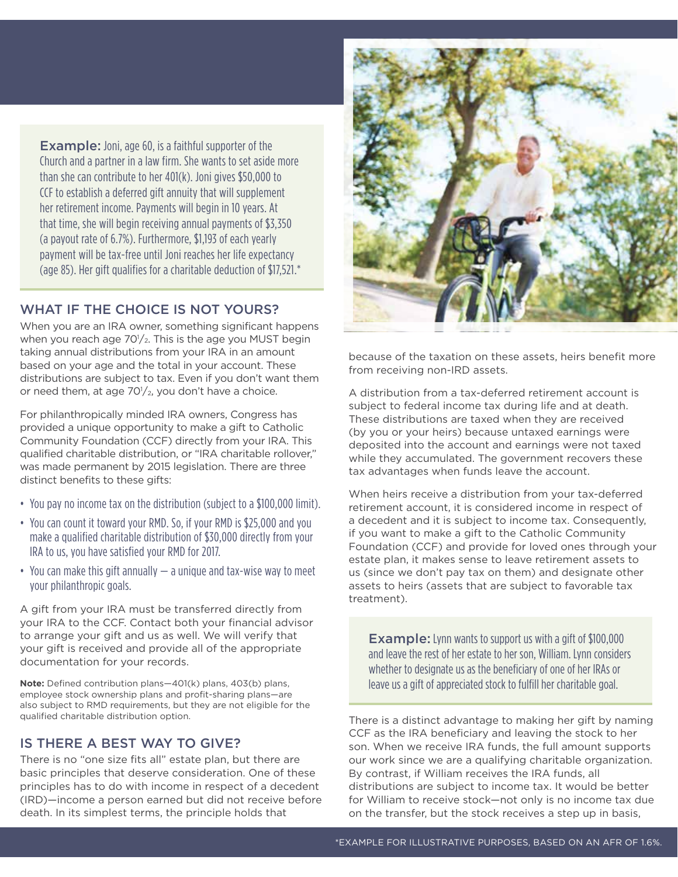**Example:** Joni, age 60, is a faithful supporter of the Church and a partner in a law firm. She wants to set aside more than she can contribute to her 401(k). Joni gives $50,000 to CCF to establish a deferred gift annuity that will supplement her retirement income. Payments will begin in 10 years. At that time, she will begin receiving annual payments of $3,350 (a payout rate of 6.7%). Furthermore, $1,193 of each yearly payment will be tax-free until Joni reaches her life expectancy (age 85). Her gift qualifies for a charitable deduction of $17,521.*

## WHAT IF THE CHOICE IS NOT YOURS?

When you are an IRA owner, something significant happens when you reach age 70½. This is the age you MUST begin taking annual distributions from your IRA in an amount based on your age and the total in your account. These distributions are subject to tax. Even if you don't want them or need them, at age 70½, you don't have a choice.

For philanthropically minded IRA owners, Congress has provided a unique opportunity to make a gift to Catholic Community Foundation (CCF) directly from your IRA. This qualified charitable distribution, or "IRA charitable rollover," was made permanent by 2015 legislation. There are three distinct benefits to these gifts:

- You pay no income tax on the distribution (subject to a $100,000 limit).
- You can count it toward your RMD. So, if your RMD is $25,000 and you make a qualified charitable distribution of $30,000 directly from your IRA to us, you have satisfied your RMD for 2017.
- You can make this gift annually — a unique and tax-wise way to meet your philanthropic goals.

A gift from your IRA must be transferred directly from your IRA to the CCF. Contact both your financial advisor to arrange your gift and us as well. We will verify that your gift is received and provide all of the appropriate documentation for your records.

**Note:** Defined contribution plans—401(k) plans, 403(b) plans, employee stock ownership plans and profit-sharing plans—are also subject to RMD requirements, but they are not eligible for the qualified charitable distribution option.

## IS THERE A BEST WAY TO GIVE?

There is no "one size fits all" estate plan, but there are basic principles that deserve consideration. One of these principles has to do with income in respect of a decedent (IRD)—income a person earned but did not receive before death. In its simplest terms, the principle holds that because of the taxation on these assets, heirs benefit more from receiving non-IRD assets.

A distribution from a tax-deferred retirement account is subject to federal income tax during life and at death. These distributions are taxed when they are received (by you or your heirs) because untaxed earnings were deposited into the account and earnings were not taxed while they accumulated. The government recovers these tax advantages when funds leave the account.

When heirs receive a distribution from your tax-deferred retirement account, it is considered income in respect of a decedent and it is subject to income tax. Consequently, if you want to make a gift to the Catholic Community Foundation (CCF) and provide for loved ones through your estate plan, it makes sense to leave retirement assets to us (since we don't pay tax on them) and designate other assets to heirs (assets that are subject to favorable tax treatment).

**Example:** Lynn wants to support us with a gift of $100,000 and leave the rest of her estate to her son, William. Lynn considers whether to designate us as the beneficiary of one of her IRAs or leave us a gift of appreciated stock to fulfill her charitable goal.

There is a distinct advantage to making her gift by naming CCF as the IRA beneficiary and leaving the stock to her son. When we receive IRA funds, the full amount supports our work since we are a qualifying charitable organization. By contrast, if William receives the IRA funds, all distributions are subject to income tax. It would be better for William to receive stock—not only is no income tax due on the transfer, but the stock receives a step up in basis,

*EXAMPLE FOR ILLUSTRATIVE PURPOSES, BASED ON AN AFR OF 1.6%.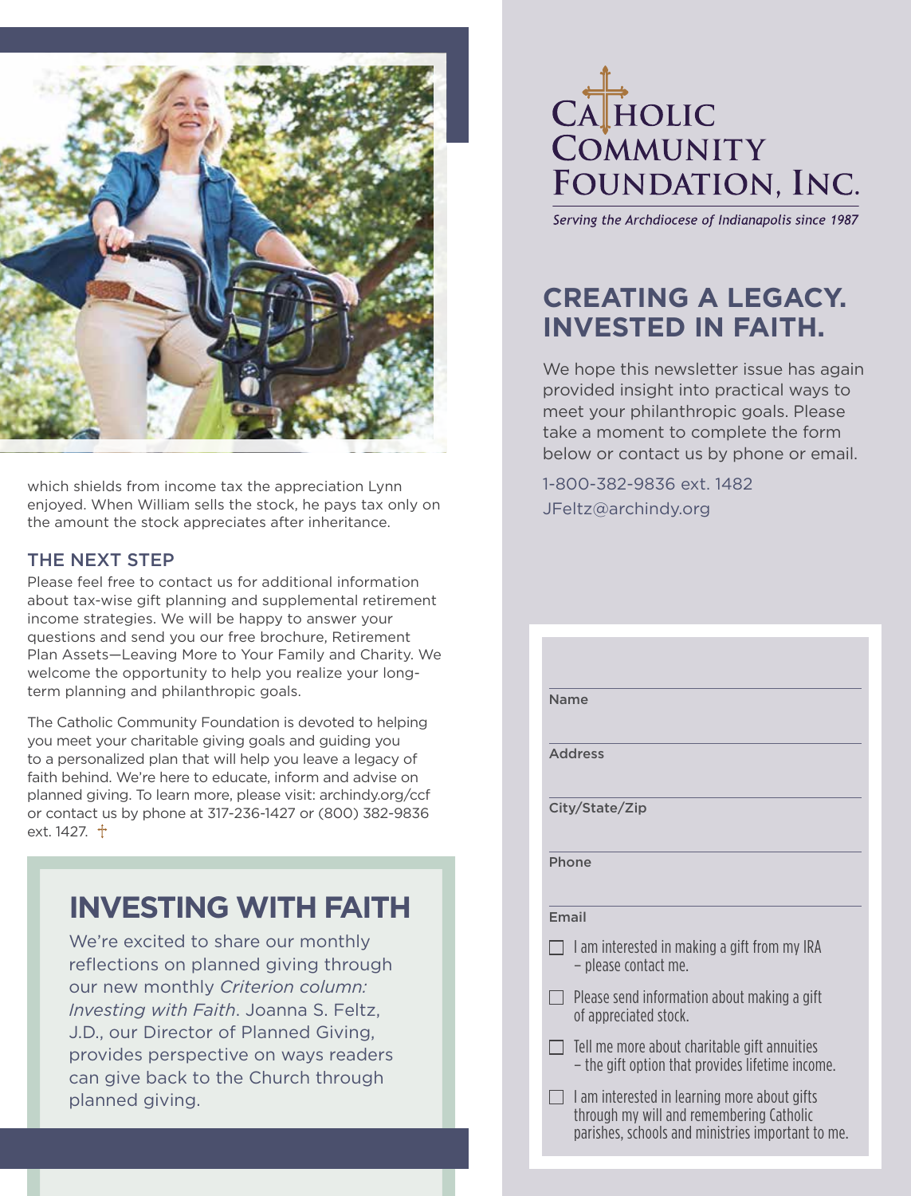which shields from income tax the appreciation Lynn enjoyed. When William sells the stock, he pays tax only on the amount the stock appreciates after inheritance.

### THE NEXT STEP

Please feel free to contact us for additional information about tax-wise gift planning and supplemental retirement income strategies. We will be happy to answer your questions and send you our free brochure, Retirement Plan Assets—Leaving More to Your Family and Charity. We welcome the opportunity to help you realize your long-term planning and philanthropic goals.

The Catholic Community Foundation is devoted to helping you meet your charitable giving goals and guiding you to a personalized plan that will help you leave a legacy of faith behind. We're here to educate, inform and advise on planned giving. To learn more, please visit: archindy.org/ccf or contact us by phone at 317-236-1427 or (800) 382-9836 ext. 1427. †

## INVESTING WITH FAITH

We're excited to share our monthly reflections on planned giving through our new monthly *Criterion column: Investing with Faith*. Joanna S. Feltz, J.D., our Director of Planned Giving, provides perspective on ways readers can give back to the Church through planned giving.

**CATHOLIC COMMUNITY FOUNDATION, INC.**

*Serving the Archdiocese of Indianapolis since 1987*

## CREATING A LEGACY. INVESTED IN FAITH.

We hope this newsletter issue has again provided insight into practical ways to meet your philanthropic goals. Please take a moment to complete the form below or contact us by phone or email.

1-800-382-9836 ext. 1482

JFeltz@archindy.org

Name

Address

City/State/Zip

Phone

Email

- ☐ I am interested in making a gift from my IRA – please contact me.
- ☐ Please send information about making a gift of appreciated stock.
- ☐ Tell me more about charitable gift annuities – the gift option that provides lifetime income.
- ☐ I am interested in learning more about gifts through my will and remembering Catholic parishes, schools and ministries important to me.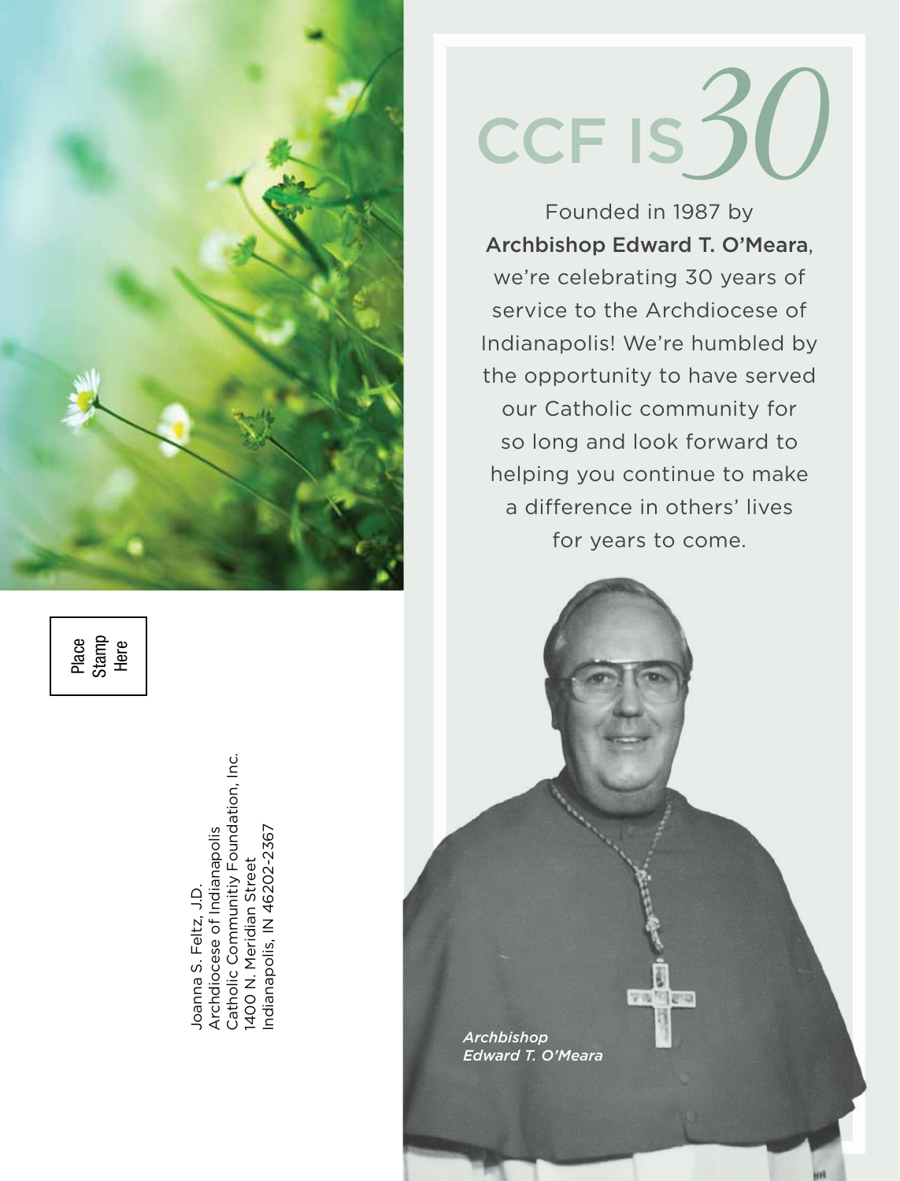# CCF IS *30*

Founded in 1987 by **Archbishop Edward T. O'Meara**, we're celebrating 30 years of service to the Archdiocese of Indianapolis! We're humbled by the opportunity to have served our Catholic community for so long and look forward to helping you continue to make a difference in others' lives for years to come.

*Archbishop Edward T. O'Meara*

Place Stamp Here

Joanna S. Feltz, J.D.
Archdiocese of Indianapolis
Catholic Communitiy Foundation, Inc.
1400 N. Meridian Street
Indianapolis, IN 46202-2367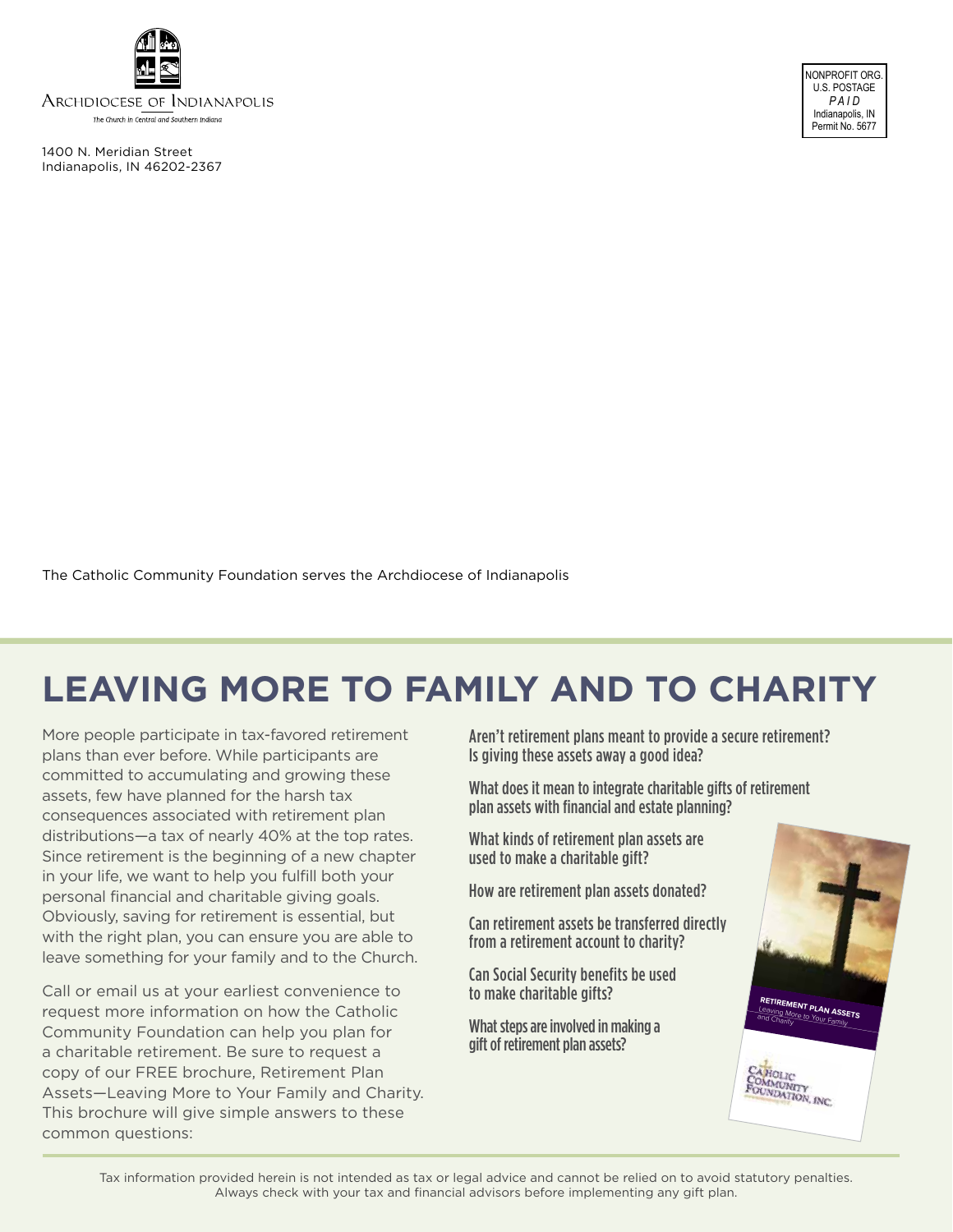Archdiocese of Indianapolis

The Church in Central and Southern Indiana

1400 N. Meridian Street
Indianapolis, IN 46202-2367

NONPROFIT ORG.
U.S. POSTAGE
*PAID*
Indianapolis, IN
Permit No. 5677

The Catholic Community Foundation serves the Archdiocese of Indianapolis

# LEAVING MORE TO FAMILY AND TO CHARITY

More people participate in tax-favored retirement plans than ever before. While participants are committed to accumulating and growing these assets, few have planned for the harsh tax consequences associated with retirement plan distributions—a tax of nearly 40% at the top rates. Since retirement is the beginning of a new chapter in your life, we want to help you fulfill both your personal financial and charitable giving goals. Obviously, saving for retirement is essential, but with the right plan, you can ensure you are able to leave something for your family and to the Church.

Call or email us at your earliest convenience to request more information on how the Catholic Community Foundation can help you plan for a charitable retirement. Be sure to request a copy of our FREE brochure, Retirement Plan Assets—Leaving More to Your Family and Charity. This brochure will give simple answers to these common questions:

Aren't retirement plans meant to provide a secure retirement? Is giving these assets away a good idea?

What does it mean to integrate charitable gifts of retirement plan assets with financial and estate planning?

What kinds of retirement plan assets are used to make a charitable gift?

How are retirement plan assets donated?

Can retirement assets be transferred directly from a retirement account to charity?

Can Social Security benefits be used to make charitable gifts?

What steps are involved in making a gift of retirement plan assets?

RETIREMENT PLAN ASSETS
Leaving More to Your Family and Charity

Catholic Community Foundation, Inc.

Tax information provided herein is not intended as tax or legal advice and cannot be relied on to avoid statutory penalties. Always check with your tax and financial advisors before implementing any gift plan.